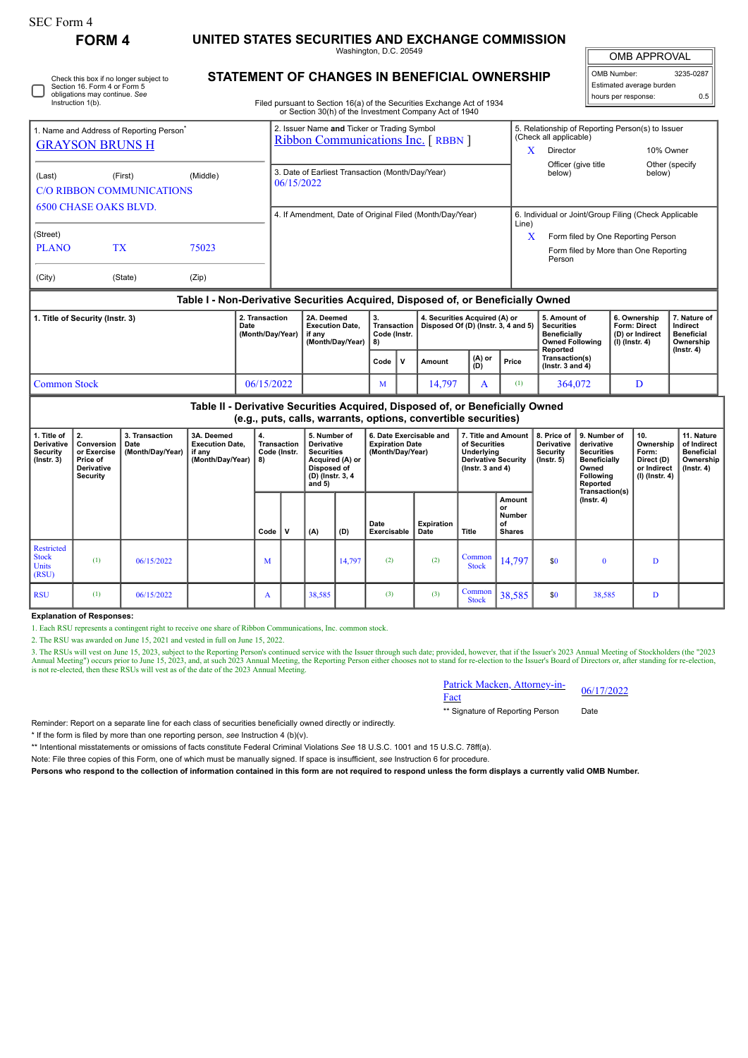SEC Form 4

# FORM 4

## UNITED STATES SECURITIES AND EXCHANGE COMMISSION

Washington, D.C. 20549

## STATEMENT OF CHANGES IN BENEFICIAL OWNERSHIP

Filed pursuant to Section 16(a) of the Securities Exchange Act of 1934 or Section 30(h) of the Investment Company Act of 1940

| OMB APPROVAL | |
|---|---|
| OMB Number: | 3235-0287 |
| Estimated average burden | |
| hours per response: | 0.5 |

☐ Check this box if no longer subject to Section 16. Form 4 or Form 5 obligations may continue. *See* Instruction 1(b).

1. Name and Address of Reporting Person*
GRAYSON BRUNS H

(Last) (First) (Middle)
C/O RIBBON COMMUNICATIONS
6500 CHASE OAKS BLVD.

(Street)
PLANO TX 75023

(City) (State) (Zip)

2. Issuer Name **and** Ticker or Trading Symbol
Ribbon Communications Inc. [ RBBN ]

3. Date of Earliest Transaction (Month/Day/Year)
06/15/2022

4. If Amendment, Date of Original Filed (Month/Day/Year)

5. Relationship of Reporting Person(s) to Issuer (Check all applicable)
X Director
10% Owner
Officer (give title below)
Other (specify below)

6. Individual or Joint/Group Filing (Check Applicable Line)
X Form filed by One Reporting Person
Form filed by More than One Reporting Person

### Table I - Non-Derivative Securities Acquired, Disposed of, or Beneficially Owned

| 1. Title of Security (Instr. 3) | 2. Transaction Date (Month/Day/Year) | 2A. Deemed Execution Date, if any (Month/Day/Year) | 3. Transaction Code (Instr. 8) | | 4. Securities Acquired (A) or Disposed Of (D) (Instr. 3, 4 and 5) | | | 5. Amount of Securities Beneficially Owned Following Reported Transaction(s) (Instr. 3 and 4) | 6. Ownership Form: Direct (D) or Indirect (I) (Instr. 4) | 7. Nature of Indirect Beneficial Ownership (Instr. 4) |
|---|---|---|---|---|---|---|---|---|---|---|
| | | | Code | V | Amount | (A) or (D) | Price | | | |
| Common Stock | 06/15/2022 | | M | | 14,797 | A | (1) | 364,072 | D | |

### Table II - Derivative Securities Acquired, Disposed of, or Beneficially Owned (e.g., puts, calls, warrants, options, convertible securities)

| 1. Title of Derivative Security (Instr. 3) | 2. Conversion or Exercise Price of Derivative Security | 3. Transaction Date (Month/Day/Year) | 3A. Deemed Execution Date, if any (Month/Day/Year) | 4. Transaction Code (Instr. 8) | | 5. Number of Derivative Securities Acquired (A) or Disposed of (D) (Instr. 3, 4 and 5) | | 6. Date Exercisable and Expiration Date (Month/Day/Year) | | 7. Title and Amount of Securities Underlying Derivative Security (Instr. 3 and 4) | | 8. Price of Derivative Security (Instr. 5) | 9. Number of derivative Securities Beneficially Owned Following Reported Transaction(s) (Instr. 4) | 10. Ownership Form: Direct (D) or Indirect (I) (Instr. 4) | 11. Nature of Indirect Beneficial Ownership (Instr. 4) |
|---|---|---|---|---|---|---|---|---|---|---|---|---|---|---|---|
| | | | | Code | V | (A) | (D) | Date Exercisable | Expiration Date | Title | Amount or Number of Shares | | | | |
| Restricted Stock Units (RSU) | (1) | 06/15/2022 | | M | | | 14,797 | (2) | (2) | Common Stock | 14,797 | $0 | 0 | D | |
| RSU | (1) | 06/15/2022 | | A | | 38,585 | | (3) | (3) | Common Stock | 38,585 | $0 | 38,585 | D | |

**Explanation of Responses:**

1. Each RSU represents a contingent right to receive one share of Ribbon Communications, Inc. common stock.
2. The RSU was awarded on June 15, 2021 and vested in full on June 15, 2022.
3. The RSUs will vest on June 15, 2023, subject to the Reporting Person's continued service with the Issuer through such date; provided, however, that if the Issuer's 2023 Annual Meeting of Stockholders (the "2023 Annual Meeting") occurs prior to June 15, 2023, and at such 2023 Annual Meeting, the Reporting Person either chooses not to stand for re-election to the Issuer's Board of Directors or, after standing for re-election, is not re-elected, then these RSUs will vest as of the date of the 2023 Annual Meeting.

Patrick Macken, Attorney-in-Fact 06/17/2022

** Signature of Reporting Person Date

Reminder: Report on a separate line for each class of securities beneficially owned directly or indirectly.

\* If the form is filed by more than one reporting person, *see* Instruction 4 (b)(v).

\** Intentional misstatements or omissions of facts constitute Federal Criminal Violations *See* 18 U.S.C. 1001 and 15 U.S.C. 78ff(a).

Note: File three copies of this Form, one of which must be manually signed. If space is insufficient, *see* Instruction 6 for procedure.

**Persons who respond to the collection of information contained in this form are not required to respond unless the form displays a currently valid OMB Number.**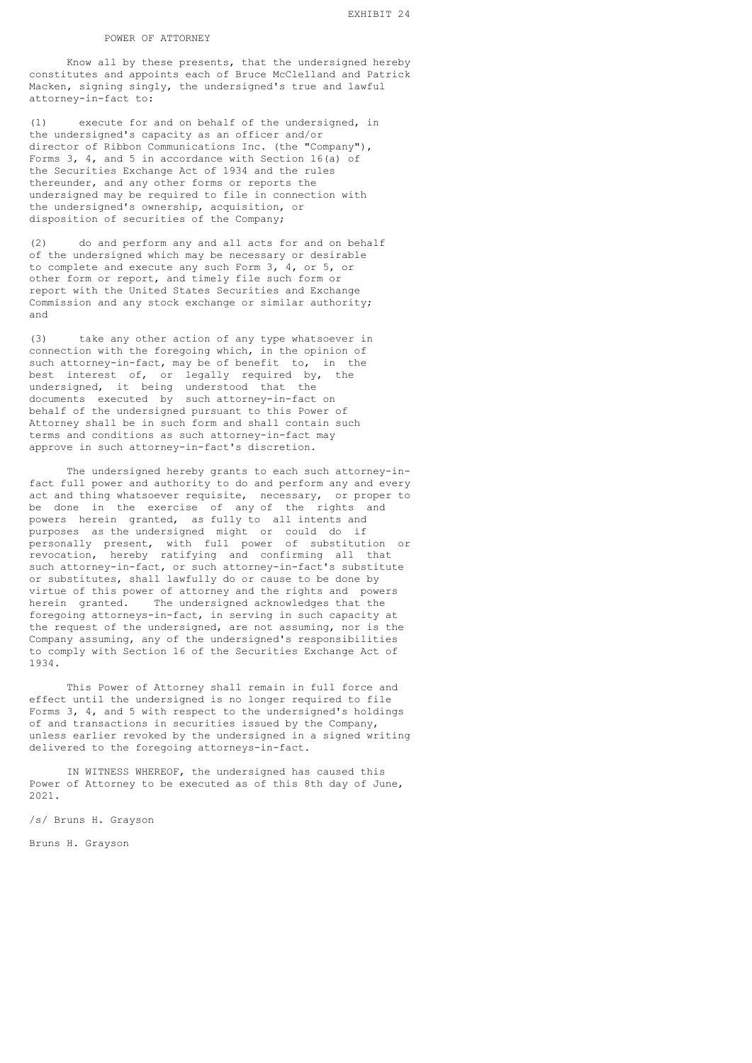EXHIBIT 24

POWER OF ATTORNEY

Know all by these presents, that the undersigned hereby constitutes and appoints each of Bruce McClelland and Patrick Macken, signing singly, the undersigned's true and lawful attorney-in-fact to:

(1) execute for and on behalf of the undersigned, in the undersigned's capacity as an officer and/or director of Ribbon Communications Inc. (the "Company"), Forms 3, 4, and 5 in accordance with Section 16(a) of the Securities Exchange Act of 1934 and the rules thereunder, and any other forms or reports the undersigned may be required to file in connection with the undersigned's ownership, acquisition, or disposition of securities of the Company;

(2) do and perform any and all acts for and on behalf of the undersigned which may be necessary or desirable to complete and execute any such Form 3, 4, or 5, or other form or report, and timely file such form or report with the United States Securities and Exchange Commission and any stock exchange or similar authority; and

(3) take any other action of any type whatsoever in connection with the foregoing which, in the opinion of such attorney-in-fact, may be of benefit to, in the best interest of, or legally required by, the undersigned, it being understood that the documents executed by such attorney-in-fact on behalf of the undersigned pursuant to this Power of Attorney shall be in such form and shall contain such terms and conditions as such attorney-in-fact may approve in such attorney-in-fact's discretion.

The undersigned hereby grants to each such attorney-in-fact full power and authority to do and perform any and every act and thing whatsoever requisite, necessary, or proper to be done in the exercise of any of the rights and powers herein granted, as fully to all intents and purposes as the undersigned might or could do if personally present, with full power of substitution or revocation, hereby ratifying and confirming all that such attorney-in-fact, or such attorney-in-fact's substitute or substitutes, shall lawfully do or cause to be done by virtue of this power of attorney and the rights and powers herein granted. The undersigned acknowledges that the foregoing attorneys-in-fact, in serving in such capacity at the request of the undersigned, are not assuming, nor is the Company assuming, any of the undersigned's responsibilities to comply with Section 16 of the Securities Exchange Act of 1934.

This Power of Attorney shall remain in full force and effect until the undersigned is no longer required to file Forms 3, 4, and 5 with respect to the undersigned's holdings of and transactions in securities issued by the Company, unless earlier revoked by the undersigned in a signed writing delivered to the foregoing attorneys-in-fact.

IN WITNESS WHEREOF, the undersigned has caused this Power of Attorney to be executed as of this 8th day of June, 2021.

/s/ Bruns H. Grayson

Bruns H. Grayson